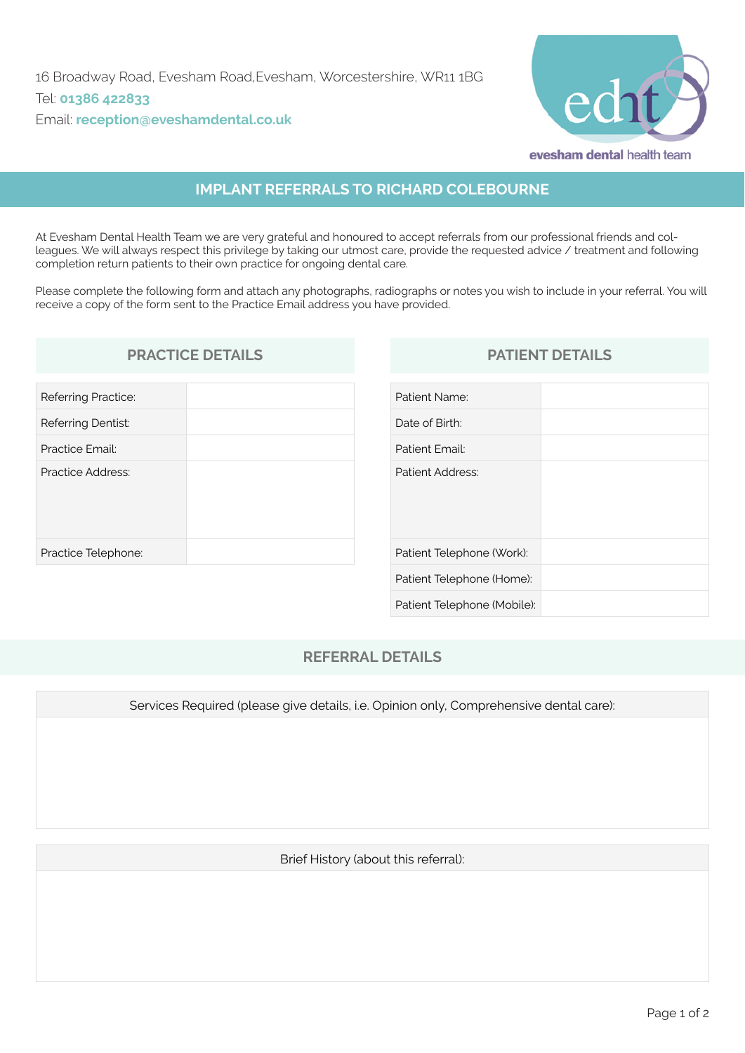16 Broadway Road, Evesham Road,Evesham, Worcestershire, WR11 1BG
Tel: **01386 422833**
Email: **reception@eveshamdental.co.uk**

**evesham dental** health team

# IMPLANT REFERRALS TO RICHARD COLEBOURNE

At Evesham Dental Health Team we are very grateful and honoured to accept referrals from our professional friends and colleagues. We will always respect this privilege by taking our utmost care, provide the requested advice / treatment and following completion return patients to their own practice for ongoing dental care.

Please complete the following form and attach any photographs, radiographs or notes you wish to include in your referral. You will receive a copy of the form sent to the Practice Email address you have provided.

## PRACTICE DETAILS

| | |
|---|---|
| Referring Practice: | |
| Referring Dentist: | |
| Practice Email: | |
| Practice Address: | |
| Practice Telephone: | |

## PATIENT DETAILS

| | |
|---|---|
| Patient Name: | |
| Date of Birth: | |
| Patient Email: | |
| Patient Address: | |
| Patient Telephone (Work): | |
| Patient Telephone (Home): | |
| Patient Telephone (Mobile): | |

## REFERRAL DETAILS

| Services Required (please give details, i.e. Opinion only, Comprehensive dental care): |
|---|
| |

| Brief History (about this referral): |
|---|
| |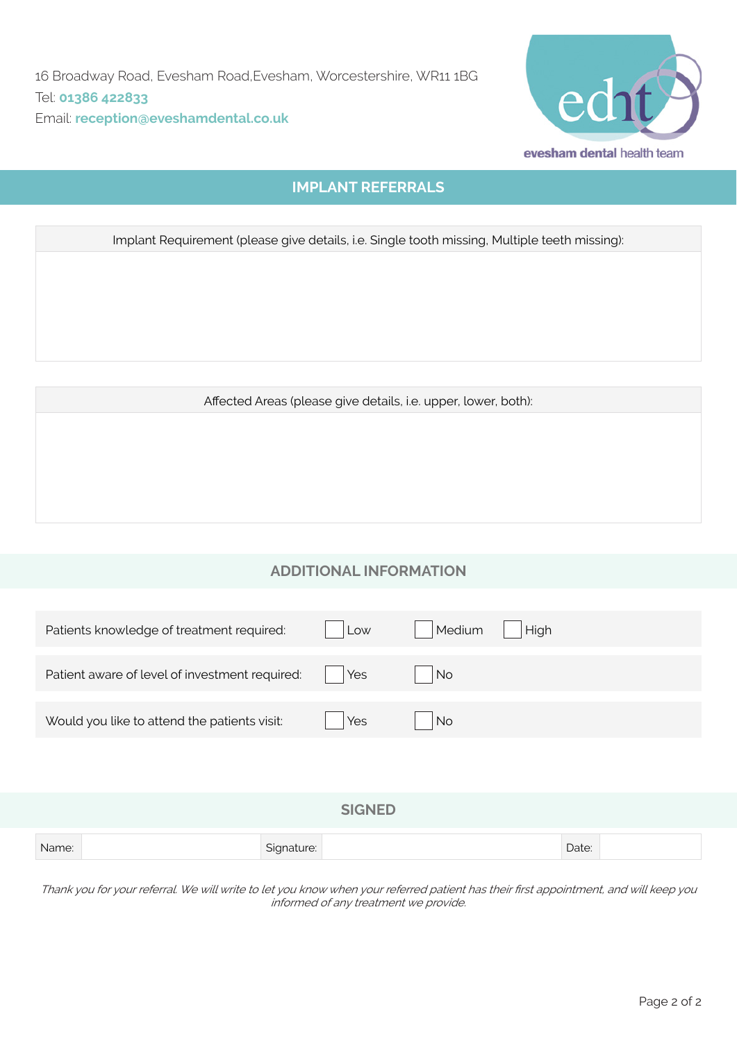16 Broadway Road, Evesham Road,Evesham, Worcestershire, WR11 1BG
Tel: **01386 422833**
Email: **reception@eveshamdental.co.uk**

evesham dental health team

## IMPLANT REFERRALS

| Implant Requirement (please give details, i.e. Single tooth missing, Multiple teeth missing): |
|---|
| |

| Affected Areas (please give details, i.e. upper, lower, both): |
|---|
| |

## ADDITIONAL INFORMATION

| | | | |
|---|---|---|---|
| Patients knowledge of treatment required: | ☐ Low | ☐ Medium | ☐ High |
| Patient aware of level of investment required: | ☐ Yes | ☐ No | |
| Would you like to attend the patients visit: | ☐ Yes | ☐ No | |

## SIGNED

| | | | | | |
|---|---|---|---|---|---|
| Name: | | Signature: | | Date: | |

*Thank you for your referral. We will write to let you know when your referred patient has their first appointment, and will keep you informed of any treatment we provide.*